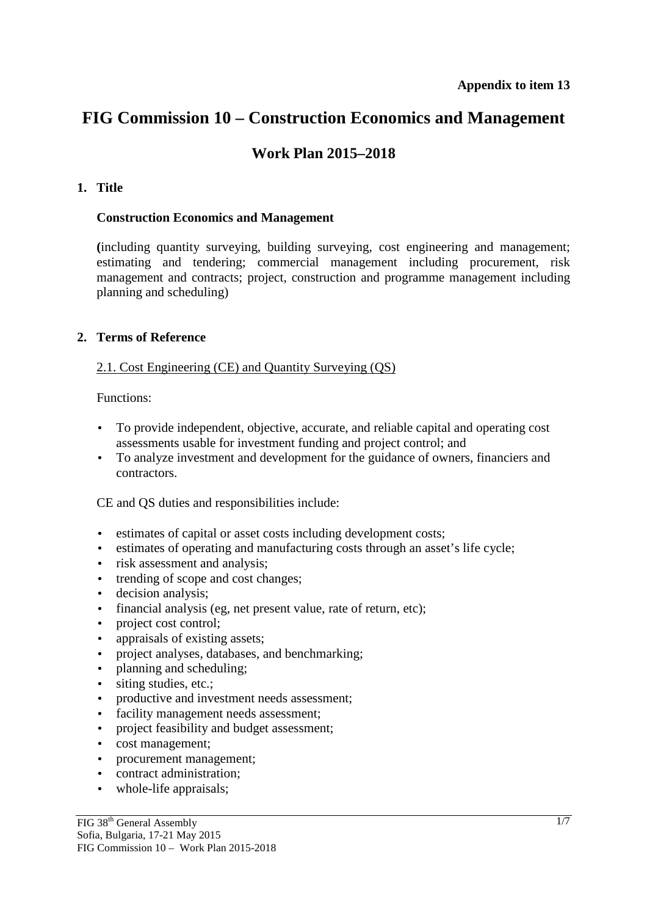**Appendix to item 13**

# FIG Commission 10 – Construction Economics and Management

## Work Plan 2015–2018

### 1. Title

**Construction Economics and Management**

**(**including quantity surveying, building surveying, cost engineering and management; estimating and tendering; commercial management including procurement, risk management and contracts; project, construction and programme management including planning and scheduling)

### 2. Terms of Reference

2.1. Cost Engineering (CE) and Quantity Surveying (QS)

Functions:

- To provide independent, objective, accurate, and reliable capital and operating cost assessments usable for investment funding and project control; and
- To analyze investment and development for the guidance of owners, financiers and contractors.

CE and QS duties and responsibilities include:

- estimates of capital or asset costs including development costs;
- estimates of operating and manufacturing costs through an asset's life cycle;
- risk assessment and analysis;
- trending of scope and cost changes;
- decision analysis;
- financial analysis (eg, net present value, rate of return, etc);
- project cost control;
- appraisals of existing assets;
- project analyses, databases, and benchmarking;
- planning and scheduling;
- siting studies, etc.;
- productive and investment needs assessment;
- facility management needs assessment;
- project feasibility and budget assessment;
- cost management;
- procurement management;
- contract administration;
- whole-life appraisals;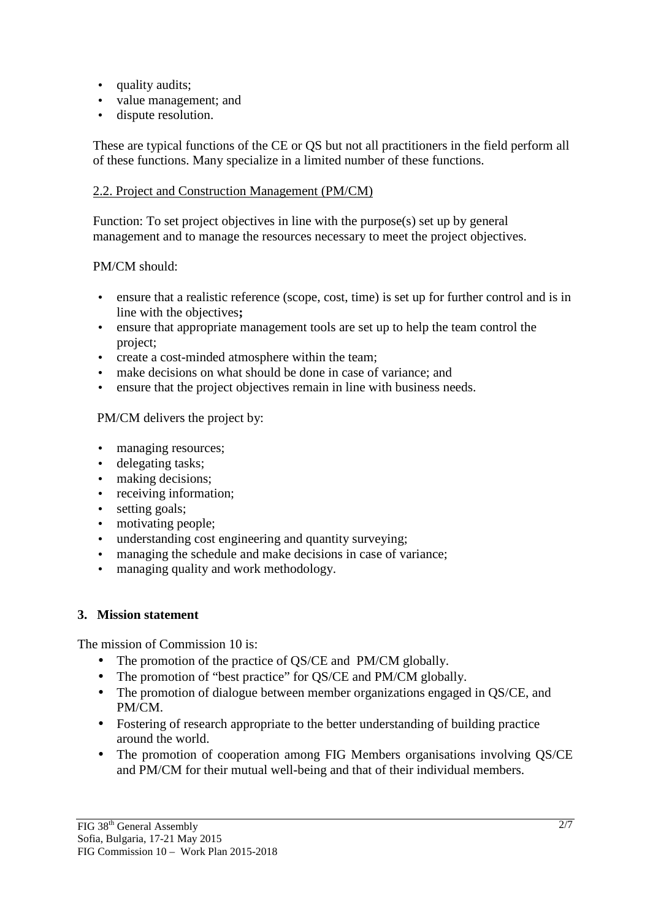- quality audits;
- value management; and
- dispute resolution.

These are typical functions of the CE or QS but not all practitioners in the field perform all of these functions. Many specialize in a limited number of these functions.

2.2. Project and Construction Management (PM/CM)

Function: To set project objectives in line with the purpose(s) set up by general management and to manage the resources necessary to meet the project objectives.

PM/CM should:

- ensure that a realistic reference (scope, cost, time) is set up for further control and is in line with the objectives**;**
- ensure that appropriate management tools are set up to help the team control the project;
- create a cost-minded atmosphere within the team;
- make decisions on what should be done in case of variance; and
- ensure that the project objectives remain in line with business needs.

PM/CM delivers the project by:

- managing resources;
- delegating tasks;
- making decisions;
- receiving information;
- setting goals;
- motivating people;
- understanding cost engineering and quantity surveying;
- managing the schedule and make decisions in case of variance;
- managing quality and work methodology.

## 3. Mission statement

The mission of Commission 10 is:

- The promotion of the practice of QS/CE and PM/CM globally.
- The promotion of "best practice" for QS/CE and PM/CM globally.
- The promotion of dialogue between member organizations engaged in QS/CE, and PM/CM.
- Fostering of research appropriate to the better understanding of building practice around the world.
- The promotion of cooperation among FIG Members organisations involving QS/CE and PM/CM for their mutual well-being and that of their individual members.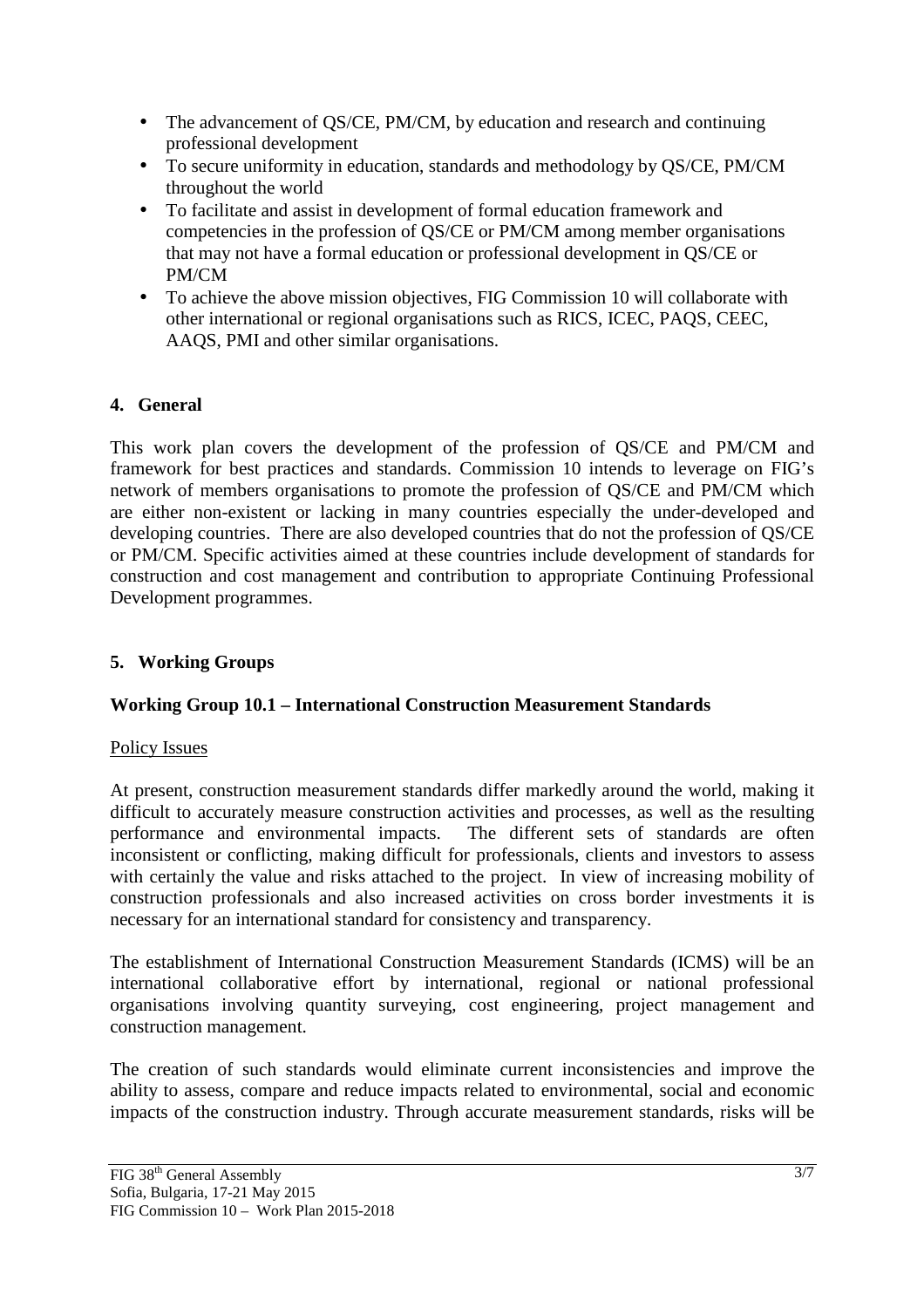- The advancement of QS/CE, PM/CM, by education and research and continuing professional development
- To secure uniformity in education, standards and methodology by QS/CE, PM/CM throughout the world
- To facilitate and assist in development of formal education framework and competencies in the profession of QS/CE or PM/CM among member organisations that may not have a formal education or professional development in QS/CE or PM/CM
- To achieve the above mission objectives, FIG Commission 10 will collaborate with other international or regional organisations such as RICS, ICEC, PAQS, CEEC, AAQS, PMI and other similar organisations.

## 4. General

This work plan covers the development of the profession of QS/CE and PM/CM and framework for best practices and standards. Commission 10 intends to leverage on FIG's network of members organisations to promote the profession of QS/CE and PM/CM which are either non-existent or lacking in many countries especially the under-developed and developing countries. There are also developed countries that do not the profession of QS/CE or PM/CM. Specific activities aimed at these countries include development of standards for construction and cost management and contribution to appropriate Continuing Professional Development programmes.

## 5. Working Groups

### Working Group 10.1 – International Construction Measurement Standards

Policy Issues

At present, construction measurement standards differ markedly around the world, making it difficult to accurately measure construction activities and processes, as well as the resulting performance and environmental impacts. The different sets of standards are often inconsistent or conflicting, making difficult for professionals, clients and investors to assess with certainly the value and risks attached to the project. In view of increasing mobility of construction professionals and also increased activities on cross border investments it is necessary for an international standard for consistency and transparency.

The establishment of International Construction Measurement Standards (ICMS) will be an international collaborative effort by international, regional or national professional organisations involving quantity surveying, cost engineering, project management and construction management.

The creation of such standards would eliminate current inconsistencies and improve the ability to assess, compare and reduce impacts related to environmental, social and economic impacts of the construction industry. Through accurate measurement standards, risks will be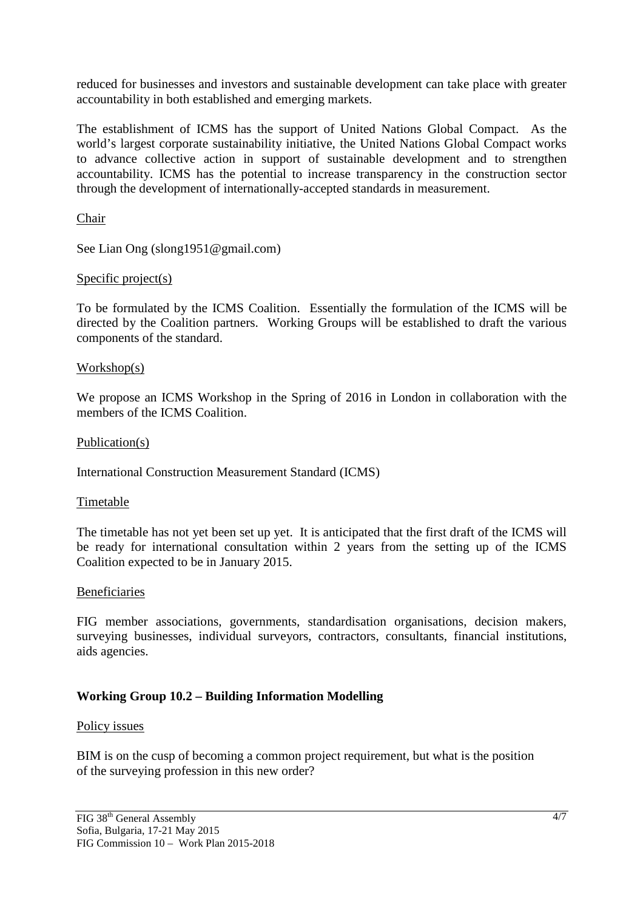reduced for businesses and investors and sustainable development can take place with greater accountability in both established and emerging markets.

The establishment of ICMS has the support of United Nations Global Compact. As the world's largest corporate sustainability initiative, the United Nations Global Compact works to advance collective action in support of sustainable development and to strengthen accountability. ICMS has the potential to increase transparency in the construction sector through the development of internationally-accepted standards in measurement.

Chair

See Lian Ong (slong1951@gmail.com)

Specific project(s)

To be formulated by the ICMS Coalition. Essentially the formulation of the ICMS will be directed by the Coalition partners. Working Groups will be established to draft the various components of the standard.

Workshop(s)

We propose an ICMS Workshop in the Spring of 2016 in London in collaboration with the members of the ICMS Coalition.

Publication(s)

International Construction Measurement Standard (ICMS)

Timetable

The timetable has not yet been set up yet. It is anticipated that the first draft of the ICMS will be ready for international consultation within 2 years from the setting up of the ICMS Coalition expected to be in January 2015.

Beneficiaries

FIG member associations, governments, standardisation organisations, decision makers, surveying businesses, individual surveyors, contractors, consultants, financial institutions, aids agencies.

### Working Group 10.2 – Building Information Modelling

Policy issues

BIM is on the cusp of becoming a common project requirement, but what is the position of the surveying profession in this new order?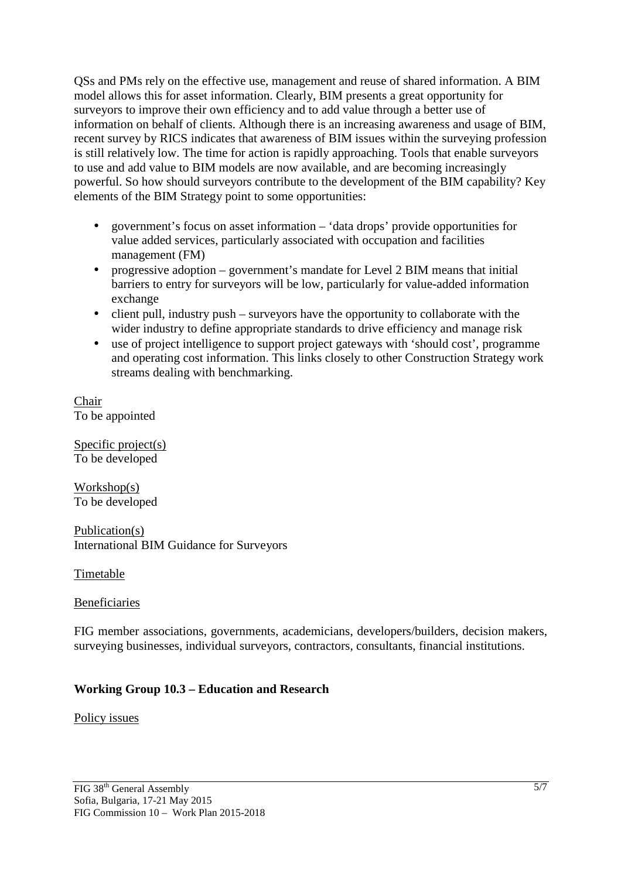QSs and PMs rely on the effective use, management and reuse of shared information. A BIM model allows this for asset information. Clearly, BIM presents a great opportunity for surveyors to improve their own efficiency and to add value through a better use of information on behalf of clients. Although there is an increasing awareness and usage of BIM, recent survey by RICS indicates that awareness of BIM issues within the surveying profession is still relatively low. The time for action is rapidly approaching. Tools that enable surveyors to use and add value to BIM models are now available, and are becoming increasingly powerful. So how should surveyors contribute to the development of the BIM capability? Key elements of the BIM Strategy point to some opportunities:

- government's focus on asset information – 'data drops' provide opportunities for value added services, particularly associated with occupation and facilities management (FM)
- progressive adoption – government's mandate for Level 2 BIM means that initial barriers to entry for surveyors will be low, particularly for value-added information exchange
- client pull, industry push – surveyors have the opportunity to collaborate with the wider industry to define appropriate standards to drive efficiency and manage risk
- use of project intelligence to support project gateways with 'should cost', programme and operating cost information. This links closely to other Construction Strategy work streams dealing with benchmarking.

<u>Chair</u>
To be appointed

<u>Specific project(s)</u>
To be developed

<u>Workshop(s)</u>
To be developed

<u>Publication(s)</u>
International BIM Guidance for Surveyors

<u>Timetable</u>

<u>Beneficiaries</u>

FIG member associations, governments, academicians, developers/builders, decision makers, surveying businesses, individual surveyors, contractors, consultants, financial institutions.

### Working Group 10.3 – Education and Research

<u>Policy issues</u>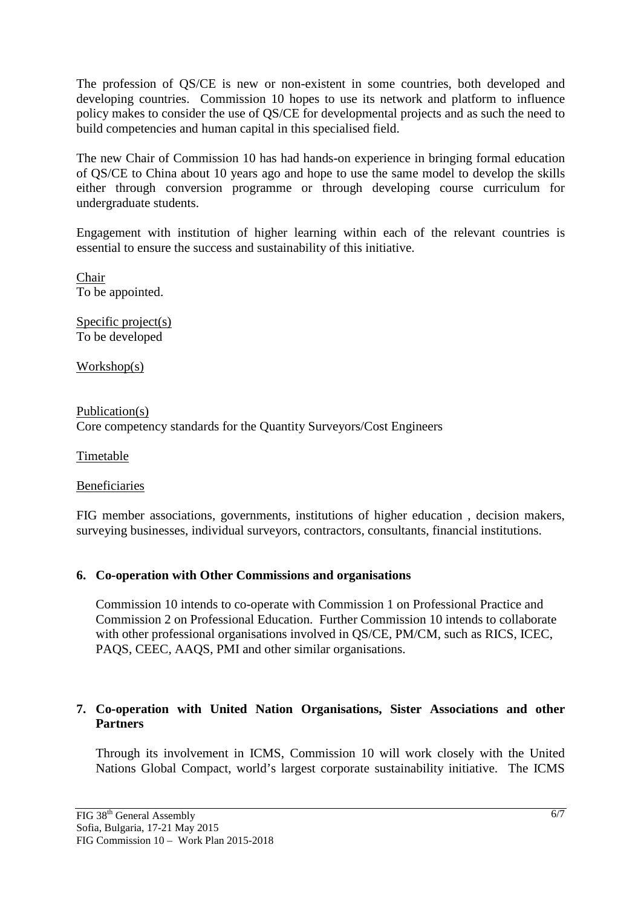The profession of QS/CE is new or non-existent in some countries, both developed and developing countries. Commission 10 hopes to use its network and platform to influence policy makes to consider the use of QS/CE for developmental projects and as such the need to build competencies and human capital in this specialised field.

The new Chair of Commission 10 has had hands-on experience in bringing formal education of QS/CE to China about 10 years ago and hope to use the same model to develop the skills either through conversion programme or through developing course curriculum for undergraduate students.

Engagement with institution of higher learning within each of the relevant countries is essential to ensure the success and sustainability of this initiative.

Chair
To be appointed.

Specific project(s)
To be developed

Workshop(s)

Publication(s)
Core competency standards for the Quantity Surveyors/Cost Engineers

Timetable

Beneficiaries

FIG member associations, governments, institutions of higher education , decision makers, surveying businesses, individual surveyors, contractors, consultants, financial institutions.

## 6. Co-operation with Other Commissions and organisations

Commission 10 intends to co-operate with Commission 1 on Professional Practice and Commission 2 on Professional Education. Further Commission 10 intends to collaborate with other professional organisations involved in QS/CE, PM/CM, such as RICS, ICEC, PAQS, CEEC, AAQS, PMI and other similar organisations.

## 7. Co-operation with United Nation Organisations, Sister Associations and other Partners

Through its involvement in ICMS, Commission 10 will work closely with the United Nations Global Compact, world's largest corporate sustainability initiative. The ICMS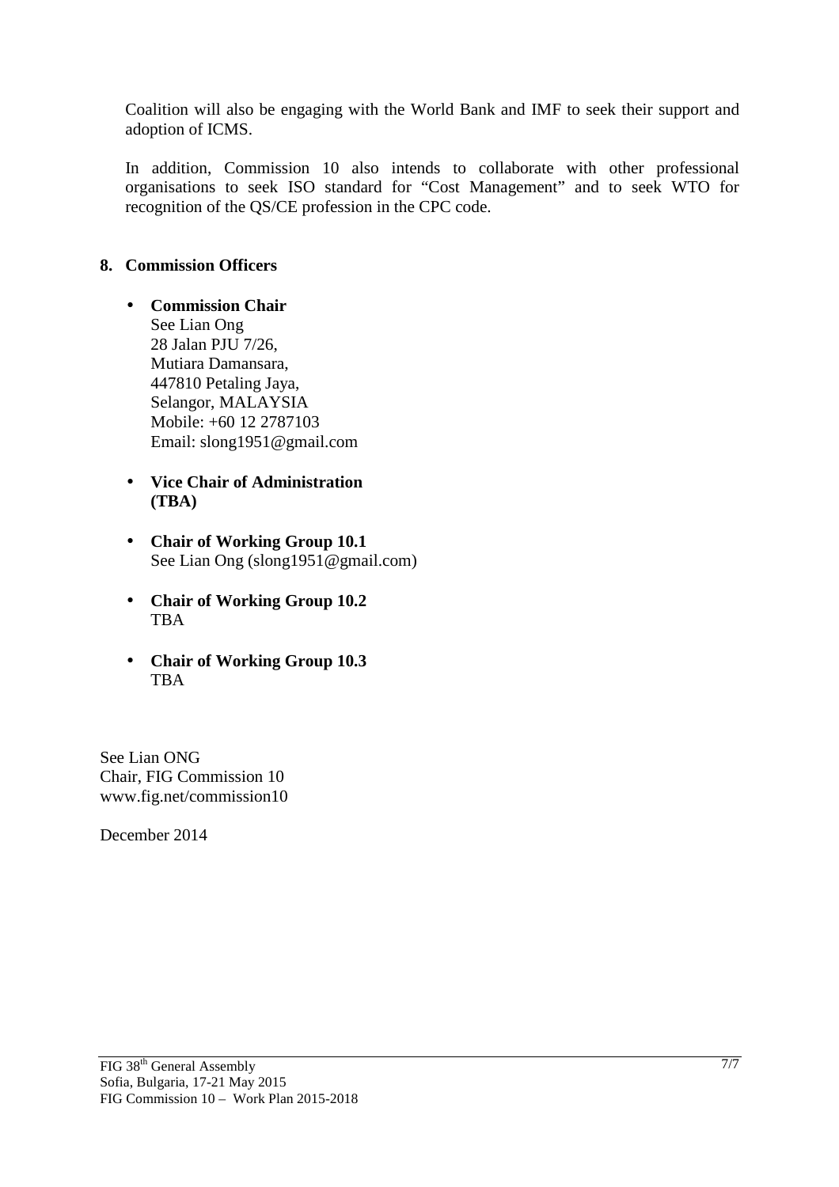Coalition will also be engaging with the World Bank and IMF to seek their support and adoption of ICMS.

In addition, Commission 10 also intends to collaborate with other professional organisations to seek ISO standard for "Cost Management" and to seek WTO for recognition of the QS/CE profession in the CPC code.

## 8. Commission Officers

- **Commission Chair**
  See Lian Ong
  28 Jalan PJU 7/26,
  Mutiara Damansara,
  447810 Petaling Jaya,
  Selangor, MALAYSIA
  Mobile: +60 12 2787103
  Email: slong1951@gmail.com

- **Vice Chair of Administration (TBA)**

- **Chair of Working Group 10.1**
  See Lian Ong (slong1951@gmail.com)

- **Chair of Working Group 10.2**
  TBA

- **Chair of Working Group 10.3**
  TBA

See Lian ONG
Chair, FIG Commission 10
www.fig.net/commission10

December 2014